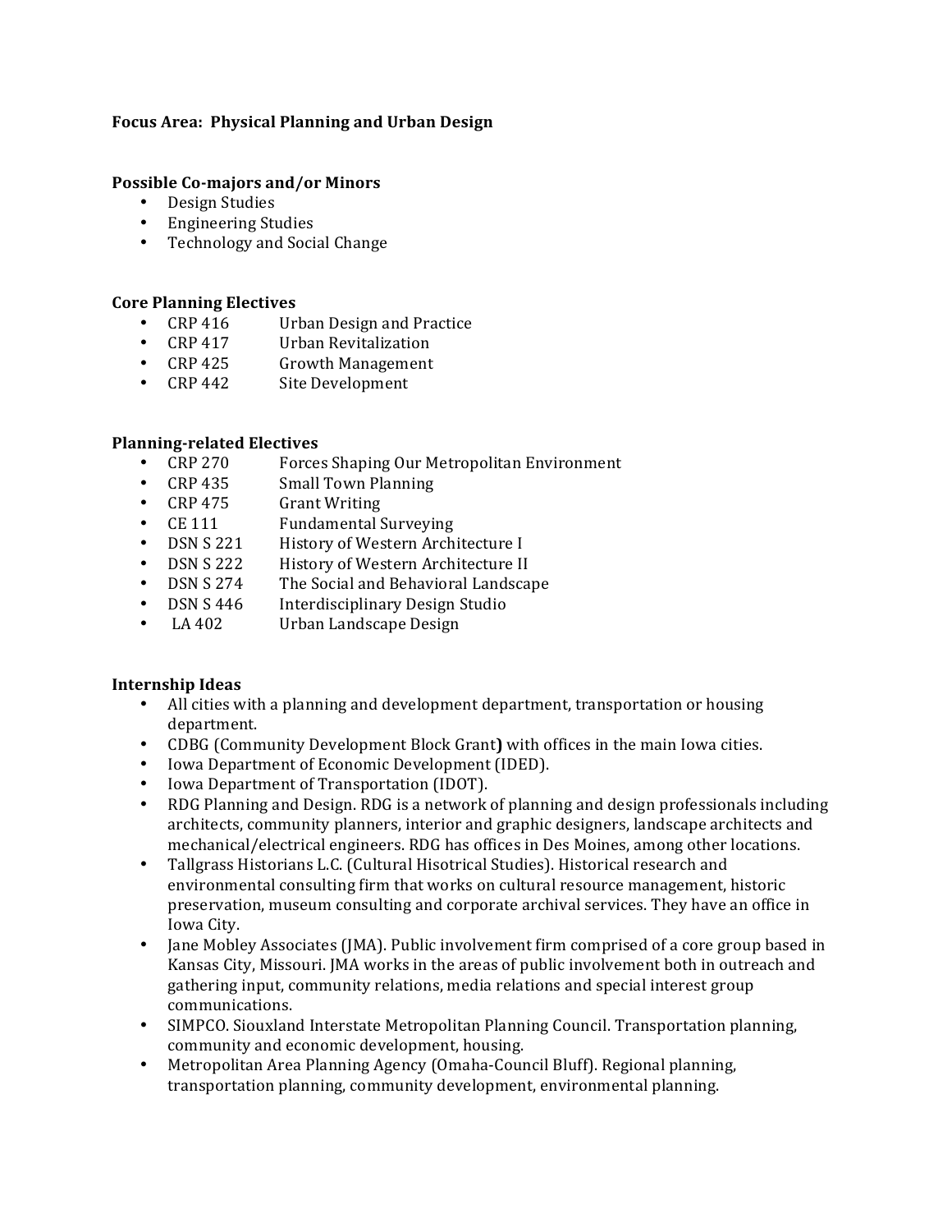**Focus Area: Physical Planning and Urban Design**

**Possible Co-majors and/or Minors**

- Design Studies
- Engineering Studies
- Technology and Social Change

**Core Planning Electives**

- CRP 416 Urban Design and Practice
- CRP 417 Urban Revitalization
- CRP 425 Growth Management
- CRP 442 Site Development

**Planning-related Electives**

- CRP 270 Forces Shaping Our Metropolitan Environment
- CRP 435 Small Town Planning
- CRP 475 Grant Writing
- CE 111 Fundamental Surveying
- DSN S 221 History of Western Architecture I
- DSN S 222 History of Western Architecture II
- DSN S 274 The Social and Behavioral Landscape
- DSN S 446 Interdisciplinary Design Studio
- LA 402 Urban Landscape Design

**Internship Ideas**

- All cities with a planning and development department, transportation or housing department.
- CDBG (Community Development Block Grant**)** with offices in the main Iowa cities.
- Iowa Department of Economic Development (IDED).
- Iowa Department of Transportation (IDOT).
- RDG Planning and Design. RDG is a network of planning and design professionals including architects, community planners, interior and graphic designers, landscape architects and mechanical/electrical engineers. RDG has offices in Des Moines, among other locations.
- Tallgrass Historians L.C. (Cultural Hisotrical Studies). Historical research and environmental consulting firm that works on cultural resource management, historic preservation, museum consulting and corporate archival services. They have an office in Iowa City.
- Jane Mobley Associates (JMA). Public involvement firm comprised of a core group based in Kansas City, Missouri. JMA works in the areas of public involvement both in outreach and gathering input, community relations, media relations and special interest group communications.
- SIMPCO. Siouxland Interstate Metropolitan Planning Council. Transportation planning, community and economic development, housing.
- Metropolitan Area Planning Agency (Omaha-Council Bluff). Regional planning, transportation planning, community development, environmental planning.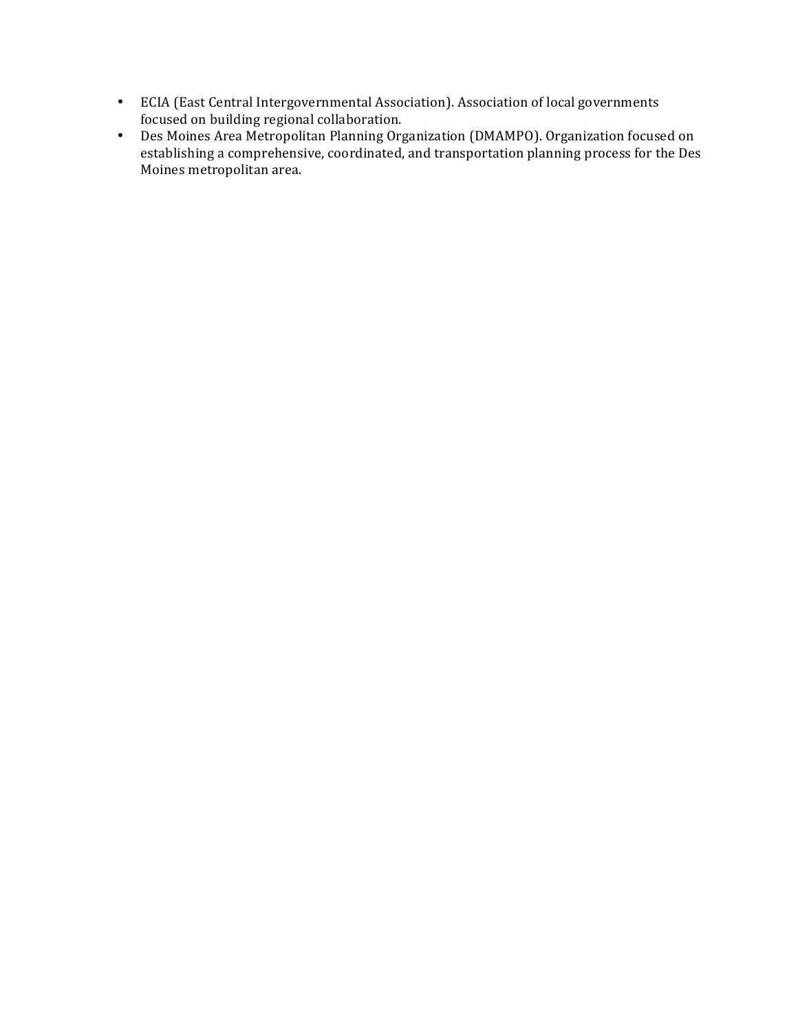- ECIA (East Central Intergovernmental Association). Association of local governments focused on building regional collaboration.
- Des Moines Area Metropolitan Planning Organization (DMAMPO). Organization focused on establishing a comprehensive, coordinated, and transportation planning process for the Des Moines metropolitan area.